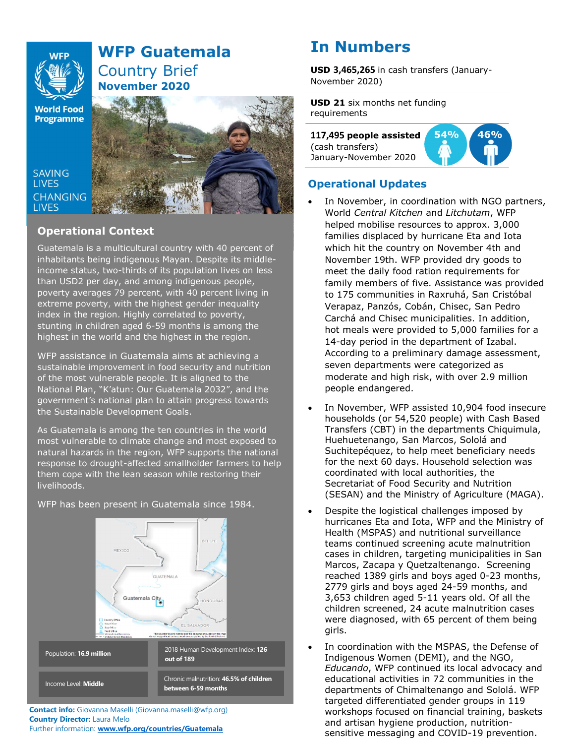# WFP Guatemala
## Country Brief
**November 2020**

SAVING LIVES CHANGING LIVES

## Operational Context

Guatemala is a multicultural country with 40 percent of inhabitants being indigenous Mayan. Despite its middle-income status, two-thirds of its population lives on less than USD2 per day, and among indigenous people, poverty averages 79 percent, with 40 percent living in extreme poverty, with the highest gender inequality index in the region. Highly correlated to poverty, stunting in children aged 6-59 months is among the highest in the world and the highest in the region.

WFP assistance in Guatemala aims at achieving a sustainable improvement in food security and nutrition of the most vulnerable people. It is aligned to the National Plan, "K'atun: Our Guatemala 2032", and the government's national plan to attain progress towards the Sustainable Development Goals.

As Guatemala is among the ten countries in the world most vulnerable to climate change and most exposed to natural hazards in the region, WFP supports the national response to drought-affected smallholder farmers to help them cope with the lean season while restoring their livelihoods.

WFP has been present in Guatemala since 1984.

| | |
|---|---|
| Population: **16.9 million** | 2018 Human Development Index: **126 out of 189** |
| Income Level: **Middle** | Chronic malnutrition: **46.5% of children between 6-59 months** |

**Contact info:** Giovanna Maselli (Giovanna.maselli@wfp.org)
**Country Director:** Laura Melo
Further information: **www.wfp.org/countries/Guatemala**

# In Numbers

**USD 3,465,265** in cash transfers (January-November 2020)

**USD 21** six months net funding requirements

**117,495 people assisted** (cash transfers) January-November 2020

54% 46%

## Operational Updates

- In November, in coordination with NGO partners, World *Central Kitchen* and *Litchutam*, WFP helped mobilise resources to approx. 3,000 families displaced by hurricane Eta and Iota which hit the country on November 4th and November 19th. WFP provided dry goods to meet the daily food ration requirements for family members of five. Assistance was provided to 175 communities in Raxruhá, San Cristóbal Verapaz, Panzós, Cobán, Chisec, San Pedro Carchá and Chisec municipalities. In addition, hot meals were provided to 5,000 families for a 14-day period in the department of Izabal. According to a preliminary damage assessment, seven departments were categorized as moderate and high risk, with over 2.9 million people endangered.
- In November, WFP assisted 10,904 food insecure households (or 54,520 people) with Cash Based Transfers (CBT) in the departments Chiquimula, Huehuetenango, San Marcos, Sololá and Suchitepéquez, to help meet beneficiary needs for the next 60 days. Household selection was coordinated with local authorities, the Secretariat of Food Security and Nutrition (SESAN) and the Ministry of Agriculture (MAGA).
- Despite the logistical challenges imposed by hurricanes Eta and Iota, WFP and the Ministry of Health (MSPAS) and nutritional surveillance teams continued screening acute malnutrition cases in children, targeting municipalities in San Marcos, Zacapa y Quetzaltenango. Screening reached 1389 girls and boys aged 0-23 months, 2779 girls and boys aged 24-59 months, and 3,653 children aged 5-11 years old. Of all the children screened, 24 acute malnutrition cases were diagnosed, with 65 percent of them being girls.
- In coordination with the MSPAS, the Defense of Indigenous Women (DEMI), and the NGO, *Educando*, WFP continued its local advocacy and educational activities in 72 communities in the departments of Chimaltenango and Sololá. WFP targeted differentiated gender groups in 119 workshops focused on financial training, baskets and artisan hygiene production, nutrition-sensitive messaging and COVID-19 prevention.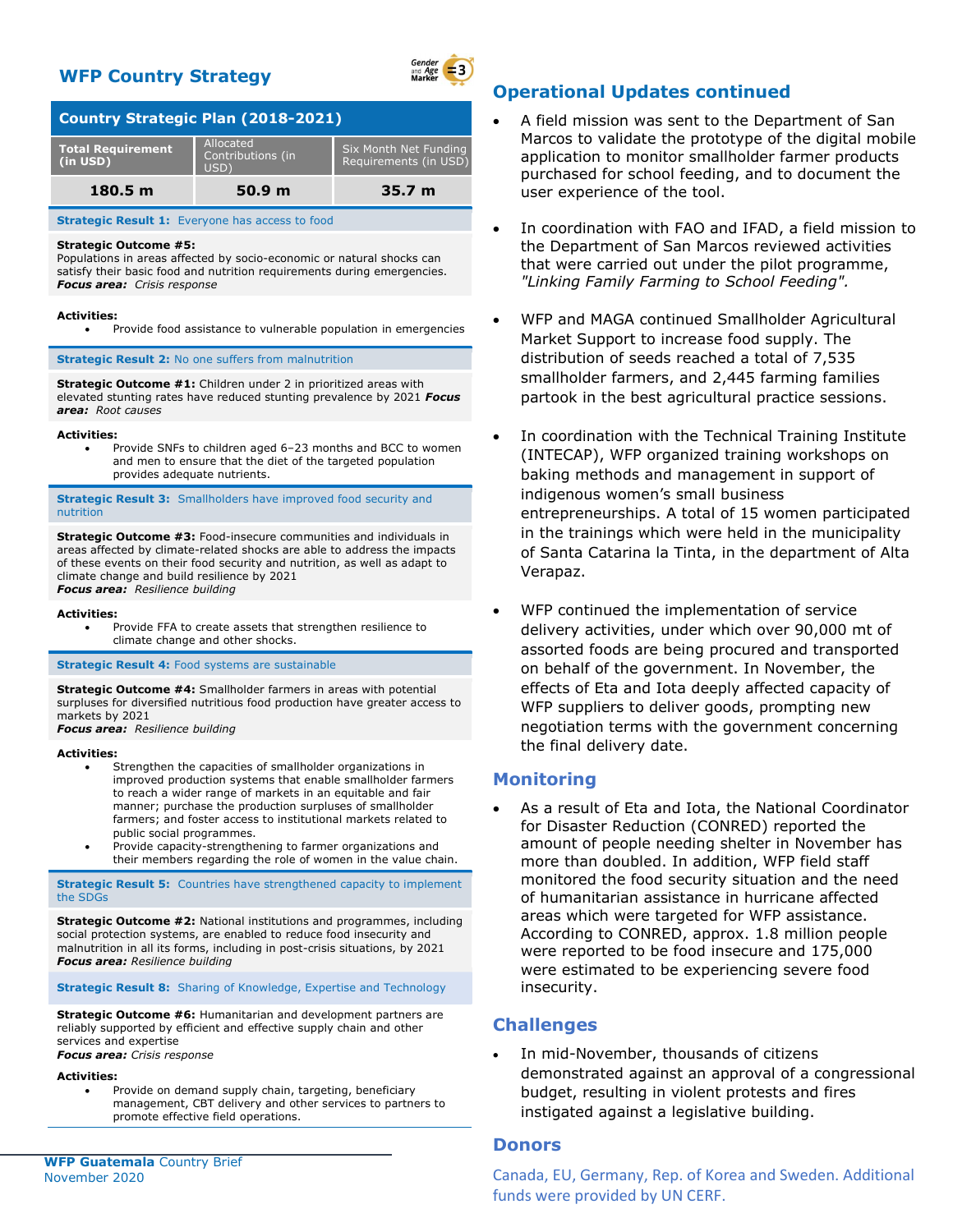## WFP Country Strategy

Gender and Age Marker =3

| Country Strategic Plan (2018-2021) | | |
|---|---|---|
| **Total Requirement (in USD)** | Allocated Contributions (in USD) | Six Month Net Funding Requirements (in USD) |
| **180.5 m** | **50.9 m** | **35.7 m** |

**Strategic Result 1:** Everyone has access to food

**Strategic Outcome #5:** Populations in areas affected by socio-economic or natural shocks can satisfy their basic food and nutrition requirements during emergencies.
***Focus area:*** *Crisis response*

**Activities:**

- Provide food assistance to vulnerable population in emergencies

**Strategic Result 2:** No one suffers from malnutrition

**Strategic Outcome #1:** Children under 2 in prioritized areas with elevated stunting rates have reduced stunting prevalence by 2021 ***Focus area:*** *Root causes*

**Activities:**

- Provide SNFs to children aged 6–23 months and BCC to women and men to ensure that the diet of the targeted population provides adequate nutrients.

**Strategic Result 3:** Smallholders have improved food security and nutrition

**Strategic Outcome #3:** Food-insecure communities and individuals in areas affected by climate-related shocks are able to address the impacts of these events on their food security and nutrition, as well as adapt to climate change and build resilience by 2021
***Focus area:*** *Resilience building*

**Activities:**

- Provide FFA to create assets that strengthen resilience to climate change and other shocks.

**Strategic Result 4:** Food systems are sustainable

**Strategic Outcome #4:** Smallholder farmers in areas with potential surpluses for diversified nutritious food production have greater access to markets by 2021
***Focus area:*** *Resilience building*

**Activities:**

- Strengthen the capacities of smallholder organizations in improved production systems that enable smallholder farmers to reach a wider range of markets in an equitable and fair manner; purchase the production surpluses of smallholder farmers; and foster access to institutional markets related to public social programmes.
- Provide capacity-strengthening to farmer organizations and their members regarding the role of women in the value chain.

**Strategic Result 5:** Countries have strengthened capacity to implement the SDGs

**Strategic Outcome #2:** National institutions and programmes, including social protection systems, are enabled to reduce food insecurity and malnutrition in all its forms, including in post-crisis situations, by 2021
***Focus area:*** *Resilience building*

**Strategic Result 8:** Sharing of Knowledge, Expertise and Technology

**Strategic Outcome #6:** Humanitarian and development partners are reliably supported by efficient and effective supply chain and other services and expertise
***Focus area:*** *Crisis response*

**Activities:**

- Provide on demand supply chain, targeting, beneficiary management, CBT delivery and other services to partners to promote effective field operations.

## Operational Updates continued

- A field mission was sent to the Department of San Marcos to validate the prototype of the digital mobile application to monitor smallholder farmer products purchased for school feeding, and to document the user experience of the tool.
- In coordination with FAO and IFAD, a field mission to the Department of San Marcos reviewed activities that were carried out under the pilot programme, *"Linking Family Farming to School Feeding".*
- WFP and MAGA continued Smallholder Agricultural Market Support to increase food supply. The distribution of seeds reached a total of 7,535 smallholder farmers, and 2,445 farming families partook in the best agricultural practice sessions.
- In coordination with the Technical Training Institute (INTECAP), WFP organized training workshops on baking methods and management in support of indigenous women's small business entrepreneurships. A total of 15 women participated in the trainings which were held in the municipality of Santa Catarina la Tinta, in the department of Alta Verapaz.
- WFP continued the implementation of service delivery activities, under which over 90,000 mt of assorted foods are being procured and transported on behalf of the government. In November, the effects of Eta and Iota deeply affected capacity of WFP suppliers to deliver goods, prompting new negotiation terms with the government concerning the final delivery date.

## Monitoring

- As a result of Eta and Iota, the National Coordinator for Disaster Reduction (CONRED) reported the amount of people needing shelter in November has more than doubled. In addition, WFP field staff monitored the food security situation and the need of humanitarian assistance in hurricane affected areas which were targeted for WFP assistance. According to CONRED, approx. 1.8 million people were reported to be food insecure and 175,000 were estimated to be experiencing severe food insecurity.

## Challenges

- In mid-November, thousands of citizens demonstrated against an approval of a congressional budget, resulting in violent protests and fires instigated against a legislative building.

## Donors

Canada, EU, Germany, Rep. of Korea and Sweden. Additional funds were provided by UN CERF.